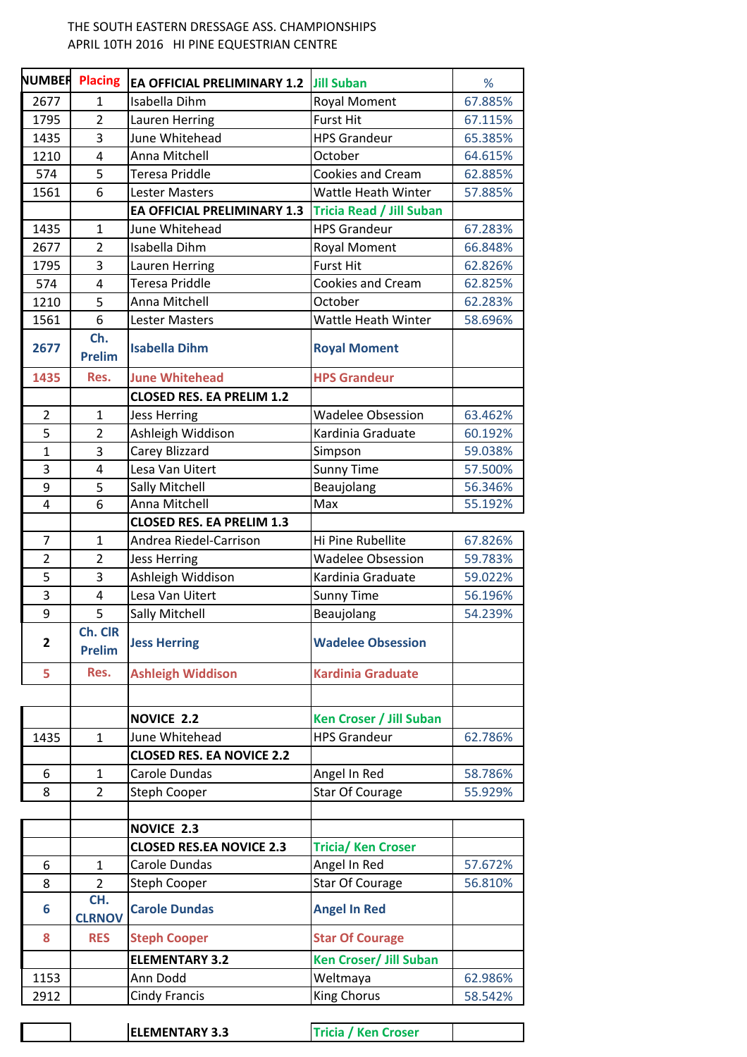THE SOUTH EASTERN DRESSAGE ASS. CHAMPIONSHIPS
APRIL 10TH 2016 HI PINE EQUESTRIAN CENTRE

| NUMBER | Placing | EA OFFICIAL PRELIMINARY 1.2 | Jill Suban | % |
|---|---|---|---|---|
| 2677 | 1 | Isabella Dihm | Royal Moment | 67.885% |
| 1795 | 2 | Lauren Herring | Furst Hit | 67.115% |
| 1435 | 3 | June Whitehead | HPS Grandeur | 65.385% |
| 1210 | 4 | Anna Mitchell | October | 64.615% |
| 574 | 5 | Teresa Priddle | Cookies and Cream | 62.885% |
| 1561 | 6 | Lester Masters | Wattle Heath Winter | 57.885% |
| | | **EA OFFICIAL PRELIMINARY 1.3** | **Tricia Read / Jill Suban** | |
| 1435 | 1 | June Whitehead | HPS Grandeur | 67.283% |
| 2677 | 2 | Isabella Dihm | Royal Moment | 66.848% |
| 1795 | 3 | Lauren Herring | Furst Hit | 62.826% |
| 574 | 4 | Teresa Priddle | Cookies and Cream | 62.825% |
| 1210 | 5 | Anna Mitchell | October | 62.283% |
| 1561 | 6 | Lester Masters | Wattle Heath Winter | 58.696% |
| **2677** | **Ch. Prelim** | **Isabella Dihm** | **Royal Moment** | |
| **1435** | **Res.** | **June Whitehead** | **HPS Grandeur** | |
| | | **CLOSED RES. EA PRELIM 1.2** | | |
| 2 | 1 | Jess Herring | Wadelee Obsession | 63.462% |
| 5 | 2 | Ashleigh Widdison | Kardinia Graduate | 60.192% |
| 1 | 3 | Carey Blizzard | Simpson | 59.038% |
| 3 | 4 | Lesa Van Uitert | Sunny Time | 57.500% |
| 9 | 5 | Sally Mitchell | Beaujolang | 56.346% |
| 4 | 6 | Anna Mitchell | Max | 55.192% |
| | | **CLOSED RES. EA PRELIM 1.3** | | |
| 7 | 1 | Andrea Riedel-Carrison | Hi Pine Rubellite | 67.826% |
| 2 | 2 | Jess Herring | Wadelee Obsession | 59.783% |
| 5 | 3 | Ashleigh Widdison | Kardinia Graduate | 59.022% |
| 3 | 4 | Lesa Van Uitert | Sunny Time | 56.196% |
| 9 | 5 | Sally Mitchell | Beaujolang | 54.239% |
| **2** | **Ch. CIR Prelim** | **Jess Herring** | **Wadelee Obsession** | |
| **5** | **Res.** | **Ashleigh Widdison** | **Kardinia Graduate** | |
| | | | | |
| | | **NOVICE 2.2** | **Ken Croser / Jill Suban** | |
| 1435 | 1 | June Whitehead | HPS Grandeur | 62.786% |
| | | **CLOSED RES. EA NOVICE 2.2** | | |
| 6 | 1 | Carole Dundas | Angel In Red | 58.786% |
| 8 | 2 | Steph Cooper | Star Of Courage | 55.929% |
| | | | | |
| | | **NOVICE 2.3** | | |
| | | **CLOSED RES.EA NOVICE 2.3** | **Tricia/ Ken Croser** | |
| 6 | 1 | Carole Dundas | Angel In Red | 57.672% |
| 8 | 2 | Steph Cooper | Star Of Courage | 56.810% |
| **6** | **CH. CLRNOV** | **Carole Dundas** | **Angel In Red** | |
| **8** | **RES** | **Steph Cooper** | **Star Of Courage** | |
| | | **ELEMENTARY 3.2** | **Ken Croser/ Jill Suban** | |
| 1153 | | Ann Dodd | Weltmaya | 62.986% |
| 2912 | | Cindy Francis | King Chorus | 58.542% |
| | | | | |
| | | **ELEMENTARY 3.3** | **Tricia / Ken Croser** | |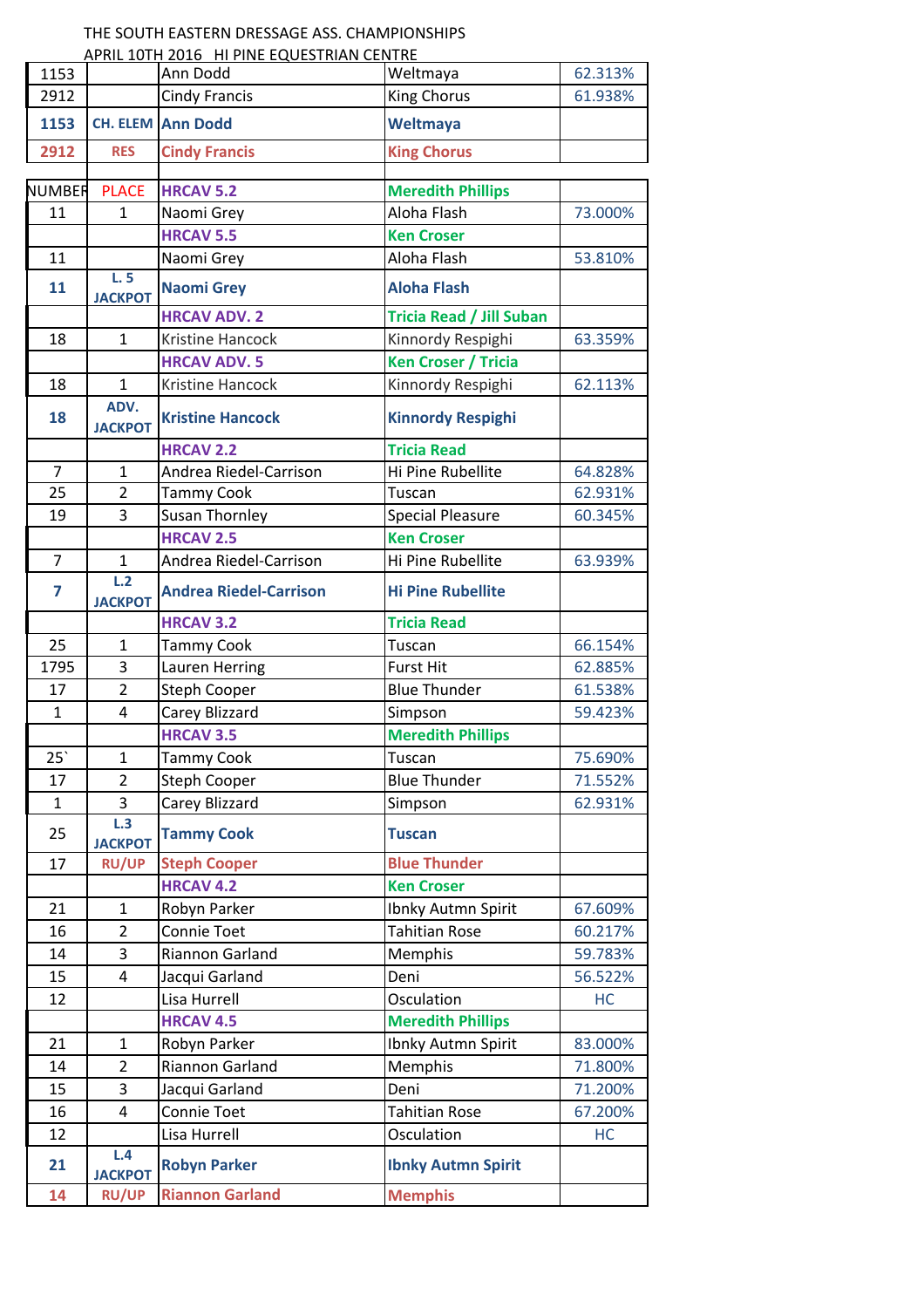THE SOUTH EASTERN DRESSAGE ASS. CHAMPIONSHIPS

APRIL 10TH 2016 HI PINE EQUESTRIAN CENTRE

| | | | | |
|---|---|---|---|---|
| 1153 | | Ann Dodd | Weltmaya | 62.313% |
| 2912 | | Cindy Francis | King Chorus | 61.938% |
| **1153** | **CH. ELEM** | **Ann Dodd** | **Weltmaya** | |
| **2912** | **RES** | **Cindy Francis** | **King Chorus** | |

| NUMBER | PLACE | HRCAV 5.2 | Meredith Phillips | |
|---|---|---|---|---|
| 11 | 1 | Naomi Grey | Aloha Flash | 73.000% |
| | | **HRCAV 5.5** | **Ken Croser** | |
| 11 | | Naomi Grey | Aloha Flash | 53.810% |
| **11** | **L. 5 JACKPOT** | **Naomi Grey** | **Aloha Flash** | |
| | | **HRCAV ADV. 2** | **Tricia Read / Jill Suban** | |
| 18 | 1 | Kristine Hancock | Kinnordy Respighi | 63.359% |
| | | **HRCAV ADV. 5** | **Ken Croser / Tricia** | |
| 18 | 1 | Kristine Hancock | Kinnordy Respighi | 62.113% |
| **18** | **ADV. JACKPOT** | **Kristine Hancock** | **Kinnordy Respighi** | |
| | | **HRCAV 2.2** | **Tricia Read** | |
| 7 | 1 | Andrea Riedel-Carrison | Hi Pine Rubellite | 64.828% |
| 25 | 2 | Tammy Cook | Tuscan | 62.931% |
| 19 | 3 | Susan Thornley | Special Pleasure | 60.345% |
| | | **HRCAV 2.5** | **Ken Croser** | |
| 7 | 1 | Andrea Riedel-Carrison | Hi Pine Rubellite | 63.939% |
| **7** | **L.2 JACKPOT** | **Andrea Riedel-Carrison** | **Hi Pine Rubellite** | |
| | | **HRCAV 3.2** | **Tricia Read** | |
| 25 | 1 | Tammy Cook | Tuscan | 66.154% |
| 1795 | 3 | Lauren Herring | Furst Hit | 62.885% |
| 17 | 2 | Steph Cooper | Blue Thunder | 61.538% |
| 1 | 4 | Carey Blizzard | Simpson | 59.423% |
| | | **HRCAV 3.5** | **Meredith Phillips** | |
| 25` | 1 | Tammy Cook | Tuscan | 75.690% |
| 17 | 2 | Steph Cooper | Blue Thunder | 71.552% |
| 1 | 3 | Carey Blizzard | Simpson | 62.931% |
| 25 | **L.3 JACKPOT** | **Tammy Cook** | **Tuscan** | |
| 17 | **RU/UP** | **Steph Cooper** | **Blue Thunder** | |
| | | **HRCAV 4.2** | **Ken Croser** | |
| 21 | 1 | Robyn Parker | Ibnky Autmn Spirit | 67.609% |
| 16 | 2 | Connie Toet | Tahitian Rose | 60.217% |
| 14 | 3 | Riannon Garland | Memphis | 59.783% |
| 15 | 4 | Jacqui Garland | Deni | 56.522% |
| 12 | | Lisa Hurrell | Osculation | HC |
| | | **HRCAV 4.5** | **Meredith Phillips** | |
| 21 | 1 | Robyn Parker | Ibnky Autmn Spirit | 83.000% |
| 14 | 2 | Riannon Garland | Memphis | 71.800% |
| 15 | 3 | Jacqui Garland | Deni | 71.200% |
| 16 | 4 | Connie Toet | Tahitian Rose | 67.200% |
| 12 | | Lisa Hurrell | Osculation | HC |
| **21** | **L.4 JACKPOT** | **Robyn Parker** | **Ibnky Autmn Spirit** | |
| **14** | **RU/UP** | **Riannon Garland** | **Memphis** | |